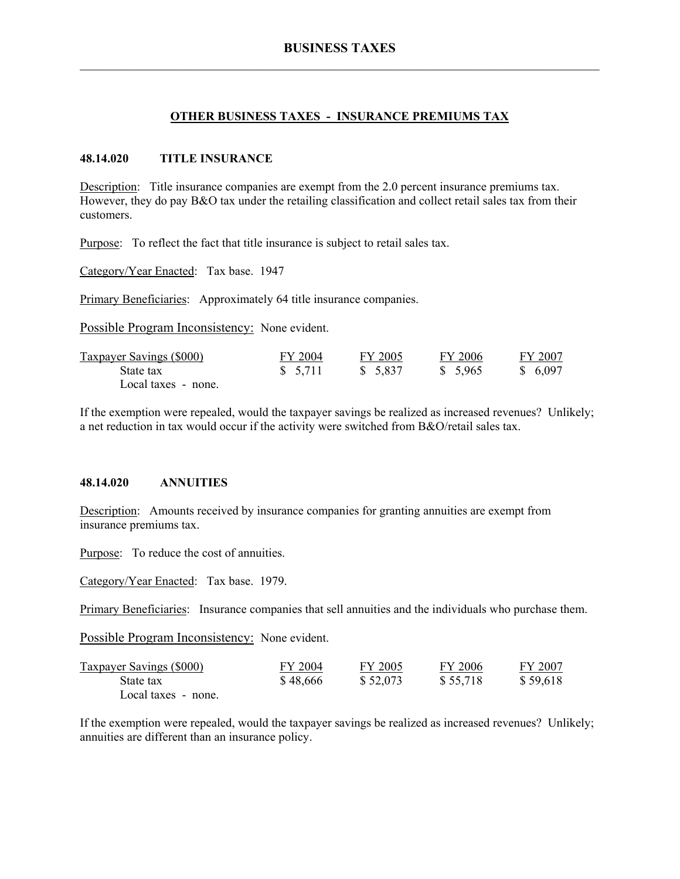# BUSINESS TAXES

## OTHER BUSINESS TAXES - INSURANCE PREMIUMS TAX

### 48.14.020 TITLE INSURANCE

Description: Title insurance companies are exempt from the 2.0 percent insurance premiums tax. However, they do pay B&O tax under the retailing classification and collect retail sales tax from their customers.

Purpose: To reflect the fact that title insurance is subject to retail sales tax.

Category/Year Enacted: Tax base. 1947

Primary Beneficiaries: Approximately 64 title insurance companies.

Possible Program Inconsistency: None evident.

| Taxpayer Savings ($000) | FY 2004 | FY 2005 | FY 2006 | FY 2007 |
|---|---|---|---|---|
| State tax | $ 5,711 | $ 5,837 | $ 5,965 | $ 6,097 |
| Local taxes - none. | | | | |

If the exemption were repealed, would the taxpayer savings be realized as increased revenues? Unlikely; a net reduction in tax would occur if the activity were switched from B&O/retail sales tax.

### 48.14.020 ANNUITIES

Description: Amounts received by insurance companies for granting annuities are exempt from insurance premiums tax.

Purpose: To reduce the cost of annuities.

Category/Year Enacted: Tax base. 1979.

Primary Beneficiaries: Insurance companies that sell annuities and the individuals who purchase them.

Possible Program Inconsistency: None evident.

| Taxpayer Savings ($000) | FY 2004 | FY 2005 | FY 2006 | FY 2007 |
|---|---|---|---|---|
| State tax | $ 48,666 | $ 52,073 | $ 55,718 | $ 59,618 |
| Local taxes - none. | | | | |

If the exemption were repealed, would the taxpayer savings be realized as increased revenues? Unlikely; annuities are different than an insurance policy.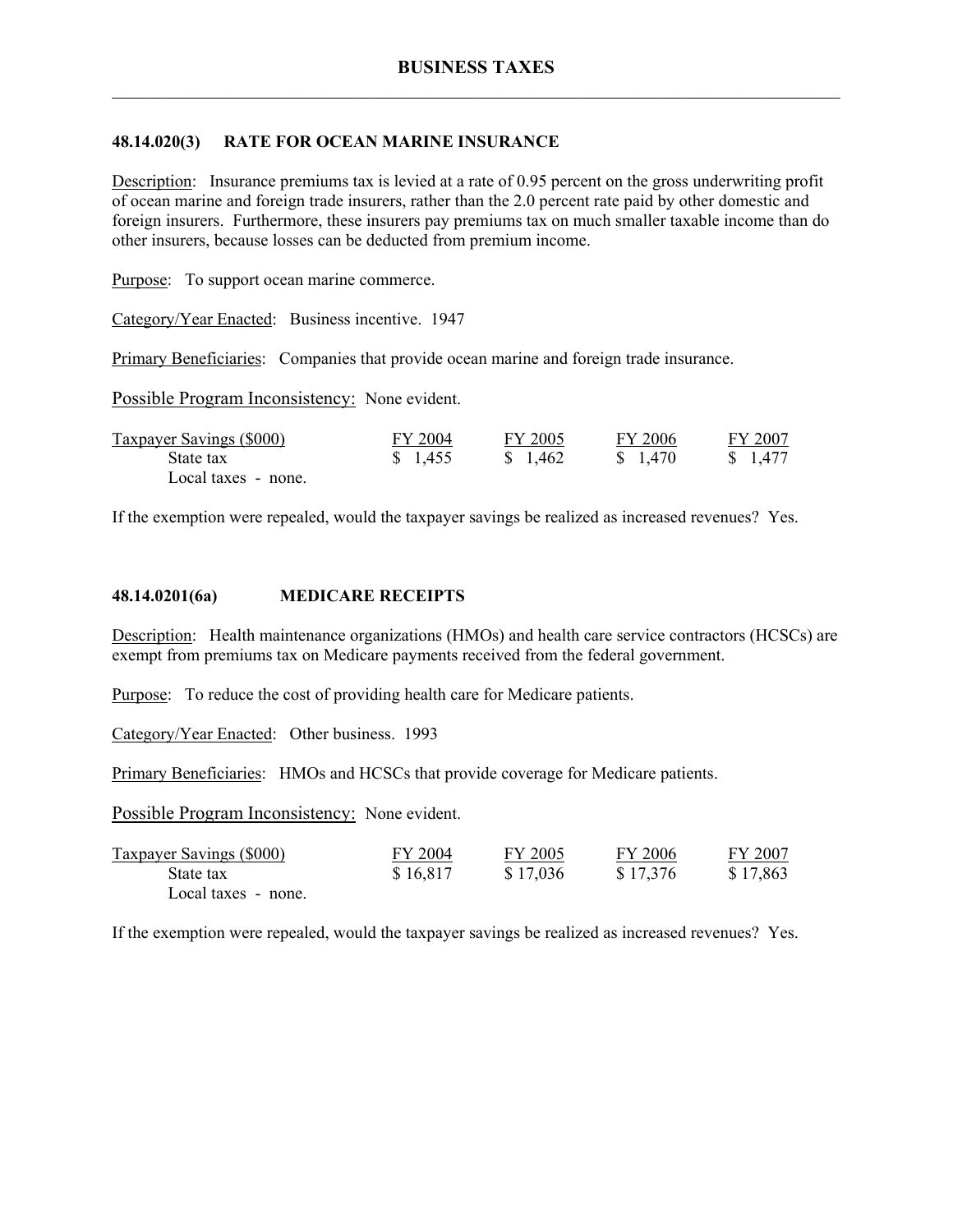# BUSINESS TAXES

## 48.14.020(3) RATE FOR OCEAN MARINE INSURANCE

Description: Insurance premiums tax is levied at a rate of 0.95 percent on the gross underwriting profit of ocean marine and foreign trade insurers, rather than the 2.0 percent rate paid by other domestic and foreign insurers. Furthermore, these insurers pay premiums tax on much smaller taxable income than do other insurers, because losses can be deducted from premium income.

Purpose: To support ocean marine commerce.

Category/Year Enacted: Business incentive. 1947

Primary Beneficiaries: Companies that provide ocean marine and foreign trade insurance.

Possible Program Inconsistency: None evident.

| Taxpayer Savings ($000) | FY 2004 | FY 2005 | FY 2006 | FY 2007 |
|---|---|---|---|---|
| State tax | $ 1,455 | $ 1,462 | $ 1,470 | $ 1,477 |
| Local taxes - none. | | | | |

If the exemption were repealed, would the taxpayer savings be realized as increased revenues? Yes.

## 48.14.0201(6a) MEDICARE RECEIPTS

Description: Health maintenance organizations (HMOs) and health care service contractors (HCSCs) are exempt from premiums tax on Medicare payments received from the federal government.

Purpose: To reduce the cost of providing health care for Medicare patients.

Category/Year Enacted: Other business. 1993

Primary Beneficiaries: HMOs and HCSCs that provide coverage for Medicare patients.

Possible Program Inconsistency: None evident.

| Taxpayer Savings ($000) | FY 2004 | FY 2005 | FY 2006 | FY 2007 |
|---|---|---|---|---|
| State tax | $ 16,817 | $ 17,036 | $ 17,376 | $ 17,863 |
| Local taxes - none. | | | | |

If the exemption were repealed, would the taxpayer savings be realized as increased revenues? Yes.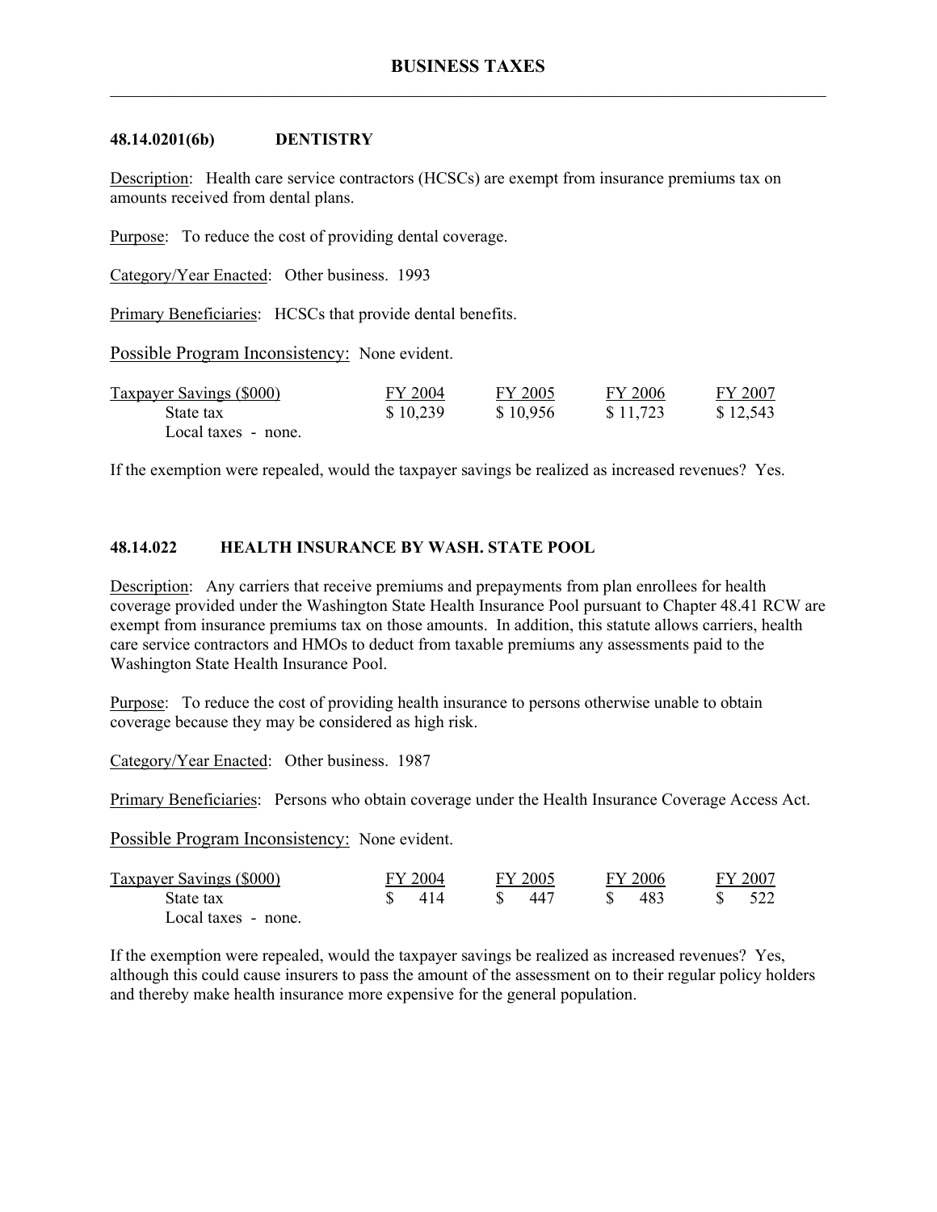## 48.14.0201(6b) DENTISTRY

Description: Health care service contractors (HCSCs) are exempt from insurance premiums tax on amounts received from dental plans.

Purpose: To reduce the cost of providing dental coverage.

Category/Year Enacted: Other business. 1993

Primary Beneficiaries: HCSCs that provide dental benefits.

Possible Program Inconsistency: None evident.

| Taxpayer Savings ($000) | FY 2004 | FY 2005 | FY 2006 | FY 2007 |
|---|---|---|---|---|
| State tax | $ 10,239 | $ 10,956 | $ 11,723 | $ 12,543 |
| Local taxes - none. | | | | |

If the exemption were repealed, would the taxpayer savings be realized as increased revenues? Yes.

## 48.14.022 HEALTH INSURANCE BY WASH. STATE POOL

Description: Any carriers that receive premiums and prepayments from plan enrollees for health coverage provided under the Washington State Health Insurance Pool pursuant to Chapter 48.41 RCW are exempt from insurance premiums tax on those amounts. In addition, this statute allows carriers, health care service contractors and HMOs to deduct from taxable premiums any assessments paid to the Washington State Health Insurance Pool.

Purpose: To reduce the cost of providing health insurance to persons otherwise unable to obtain coverage because they may be considered as high risk.

Category/Year Enacted: Other business. 1987

Primary Beneficiaries: Persons who obtain coverage under the Health Insurance Coverage Access Act.

Possible Program Inconsistency: None evident.

| Taxpayer Savings ($000) | FY 2004 | FY 2005 | FY 2006 | FY 2007 |
|---|---|---|---|---|
| State tax | $ 414 | $ 447 | $ 483 | $ 522 |
| Local taxes - none. | | | | |

If the exemption were repealed, would the taxpayer savings be realized as increased revenues? Yes, although this could cause insurers to pass the amount of the assessment on to their regular policy holders and thereby make health insurance more expensive for the general population.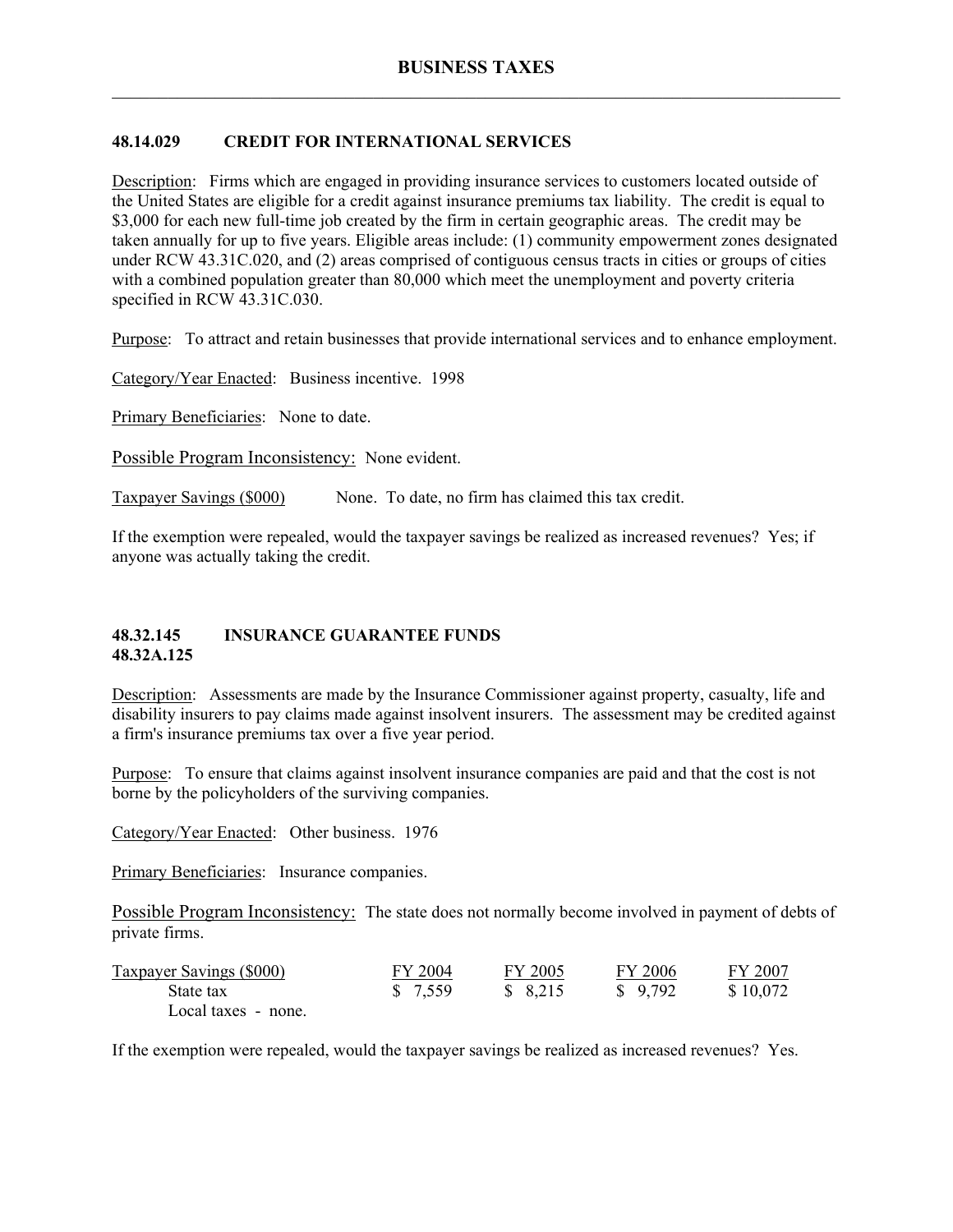## 48.14.029 CREDIT FOR INTERNATIONAL SERVICES

Description: Firms which are engaged in providing insurance services to customers located outside of the United States are eligible for a credit against insurance premiums tax liability. The credit is equal to $3,000 for each new full-time job created by the firm in certain geographic areas. The credit may be taken annually for up to five years. Eligible areas include: (1) community empowerment zones designated under RCW 43.31C.020, and (2) areas comprised of contiguous census tracts in cities or groups of cities with a combined population greater than 80,000 which meet the unemployment and poverty criteria specified in RCW 43.31C.030.

Purpose: To attract and retain businesses that provide international services and to enhance employment.

Category/Year Enacted: Business incentive. 1998

Primary Beneficiaries: None to date.

Possible Program Inconsistency: None evident.

Taxpayer Savings ($000) None. To date, no firm has claimed this tax credit.

If the exemption were repealed, would the taxpayer savings be realized as increased revenues? Yes; if anyone was actually taking the credit.

## 48.32.145 INSURANCE GUARANTEE FUNDS
## 48.32A.125

Description: Assessments are made by the Insurance Commissioner against property, casualty, life and disability insurers to pay claims made against insolvent insurers. The assessment may be credited against a firm's insurance premiums tax over a five year period.

Purpose: To ensure that claims against insolvent insurance companies are paid and that the cost is not borne by the policyholders of the surviving companies.

Category/Year Enacted: Other business. 1976

Primary Beneficiaries: Insurance companies.

Possible Program Inconsistency: The state does not normally become involved in payment of debts of private firms.

| Taxpayer Savings ($000) | FY 2004 | FY 2005 | FY 2006 | FY 2007 |
|---|---|---|---|---|
| State tax | $ 7,559 | $ 8,215 | $ 9,792 | $ 10,072 |
| Local taxes - none. | | | | |

If the exemption were repealed, would the taxpayer savings be realized as increased revenues? Yes.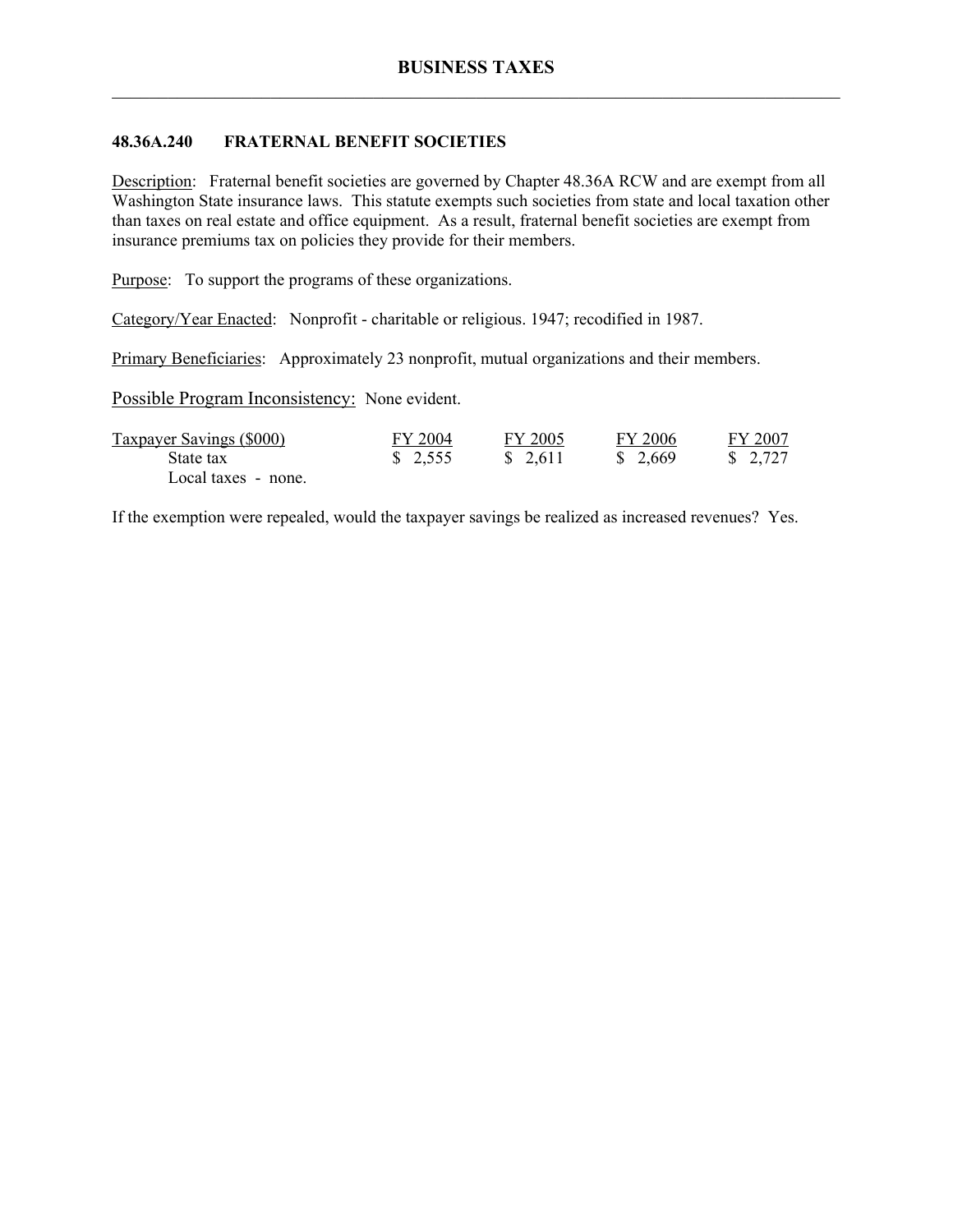### 48.36A.240 FRATERNAL BENEFIT SOCIETIES

Description: Fraternal benefit societies are governed by Chapter 48.36A RCW and are exempt from all Washington State insurance laws. This statute exempts such societies from state and local taxation other than taxes on real estate and office equipment. As a result, fraternal benefit societies are exempt from insurance premiums tax on policies they provide for their members.

Purpose: To support the programs of these organizations.

Category/Year Enacted: Nonprofit - charitable or religious. 1947; recodified in 1987.

Primary Beneficiaries: Approximately 23 nonprofit, mutual organizations and their members.

Possible Program Inconsistency: None evident.

| Taxpayer Savings ($000) | FY 2004 | FY 2005 | FY 2006 | FY 2007 |
|---|---|---|---|---|
| State tax | $ 2,555 | $ 2,611 | $ 2,669 | $ 2,727 |
| Local taxes - none. | | | | |

If the exemption were repealed, would the taxpayer savings be realized as increased revenues? Yes.